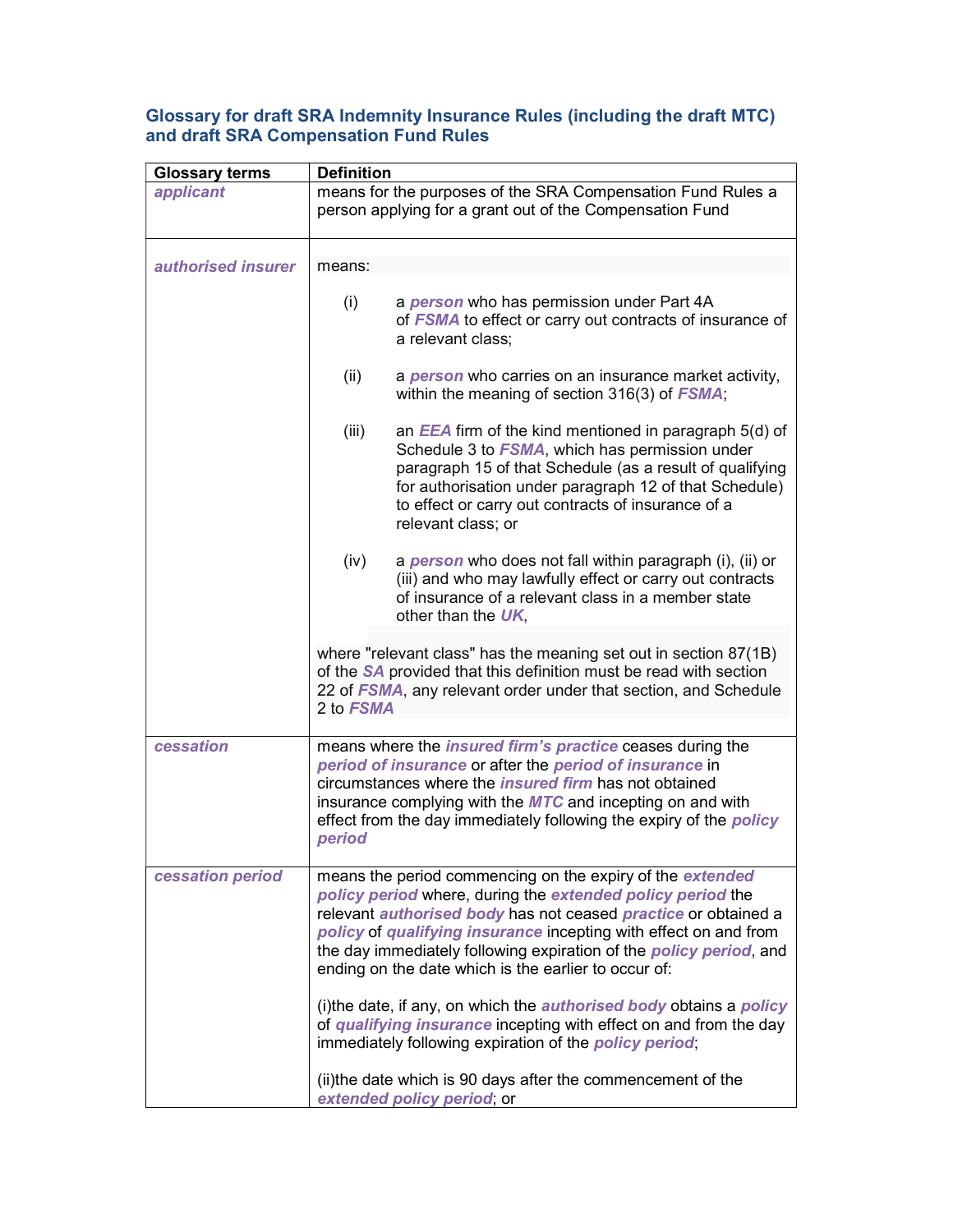## Glossary for draft SRA Indemnity Insurance Rules (including the draft MTC) and draft SRA Compensation Fund Rules

| Glossary terms | Definition |
|---|---|
| ***applicant*** | means for the purposes of the SRA Compensation Fund Rules a person applying for a grant out of the Compensation Fund |
| ***authorised insurer*** | means:<br><br>(i) a ***person*** who has permission under Part 4A of ***FSMA*** to effect or carry out contracts of insurance of a relevant class;<br><br>(ii) a ***person*** who carries on an insurance market activity, within the meaning of section 316(3) of ***FSMA***;<br><br>(iii) an ***EEA*** firm of the kind mentioned in paragraph 5(d) of Schedule 3 to ***FSMA***, which has permission under paragraph 15 of that Schedule (as a result of qualifying for authorisation under paragraph 12 of that Schedule) to effect or carry out contracts of insurance of a relevant class; or<br><br>(iv) a ***person*** who does not fall within paragraph (i), (ii) or (iii) and who may lawfully effect or carry out contracts of insurance of a relevant class in a member state other than the ***UK***,<br><br>where "relevant class" has the meaning set out in section 87(1B) of the ***SA*** provided that this definition must be read with section 22 of ***FSMA***, any relevant order under that section, and Schedule 2 to ***FSMA*** |
| ***cessation*** | means where the ***insured firm's practice*** ceases during the ***period of insurance*** or after the ***period of insurance*** in circumstances where the ***insured firm*** has not obtained insurance complying with the ***MTC*** and incepting on and with effect from the day immediately following the expiry of the ***policy period*** |
| ***cessation period*** | means the period commencing on the expiry of the ***extended policy period*** where, during the ***extended policy period*** the relevant ***authorised body*** has not ceased ***practice*** or obtained a ***policy*** of ***qualifying insurance*** incepting with effect on and from the day immediately following expiration of the ***policy period***, and ending on the date which is the earlier to occur of:<br><br>(i)the date, if any, on which the ***authorised body*** obtains a ***policy*** of ***qualifying insurance*** incepting with effect on and from the day immediately following expiration of the ***policy period***;<br><br>(ii)the date which is 90 days after the commencement of the ***extended policy period***; or |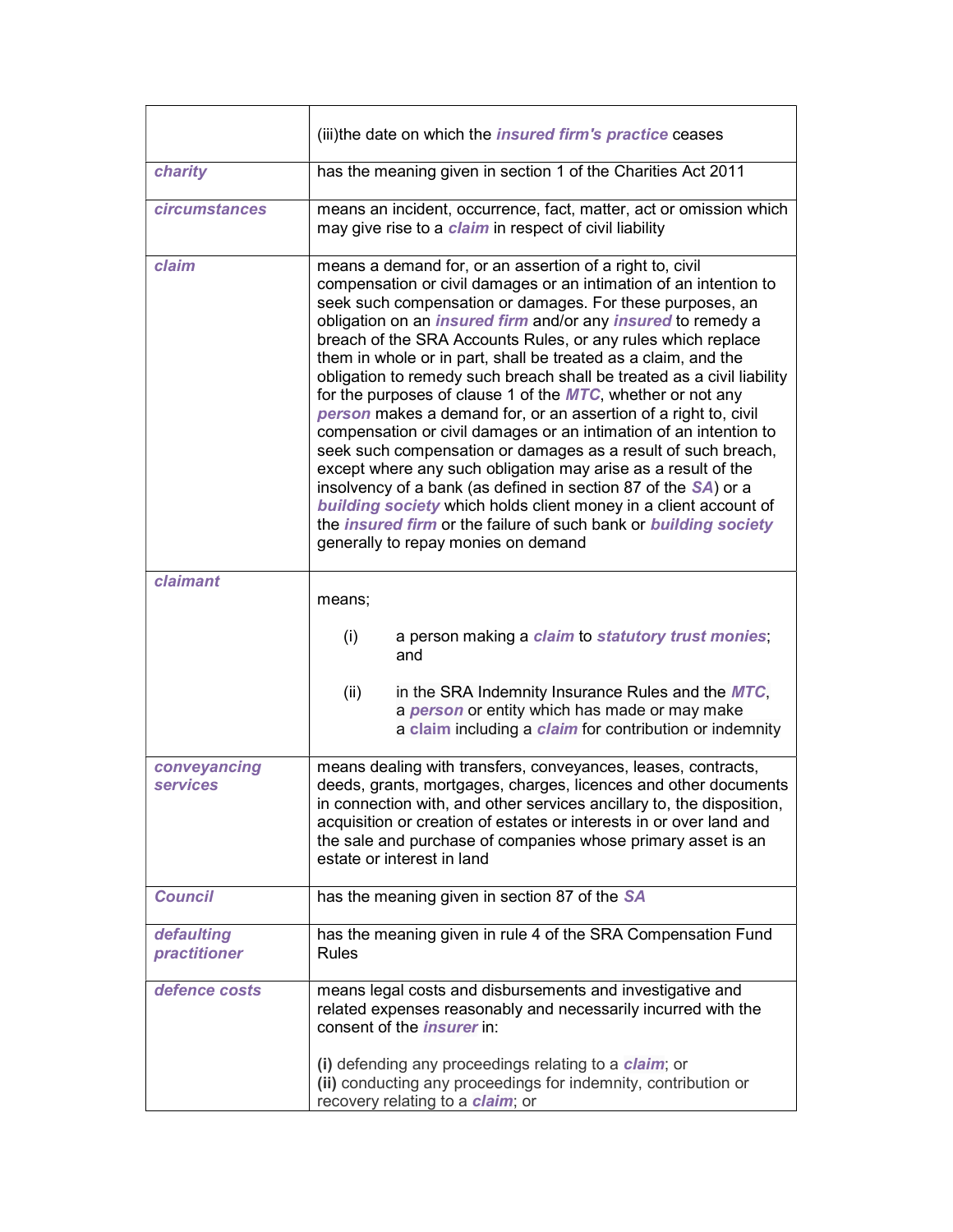|  |  |
|---|---|
|  | (iii)the date on which the ***insured firm's practice*** ceases |
| ***charity*** | has the meaning given in section 1 of the Charities Act 2011 |
| ***circumstances*** | means an incident, occurrence, fact, matter, act or omission which may give rise to a ***claim*** in respect of civil liability |
| ***claim*** | means a demand for, or an assertion of a right to, civil compensation or civil damages or an intimation of an intention to seek such compensation or damages. For these purposes, an obligation on an ***insured firm*** and/or any ***insured*** to remedy a breach of the SRA Accounts Rules, or any rules which replace them in whole or in part, shall be treated as a claim, and the obligation to remedy such breach shall be treated as a civil liability for the purposes of clause 1 of the ***MTC***, whether or not any ***person*** makes a demand for, or an assertion of a right to, civil compensation or civil damages or an intimation of an intention to seek such compensation or damages as a result of such breach, except where any such obligation may arise as a result of the insolvency of a bank (as defined in section 87 of the ***SA***) or a ***building society*** which holds client money in a client account of the ***insured firm*** or the failure of such bank or ***building society*** generally to repay monies on demand |
| ***claimant*** | means;<br><br>(i) a person making a ***claim*** to ***statutory trust monies***; and<br><br>(ii) in the SRA Indemnity Insurance Rules and the ***MTC***, a ***person*** or entity which has made or may make a ***claim*** including a ***claim*** for contribution or indemnity |
| ***conveyancing services*** | means dealing with transfers, conveyances, leases, contracts, deeds, grants, mortgages, charges, licences and other documents in connection with, and other services ancillary to, the disposition, acquisition or creation of estates or interests in or over land and the sale and purchase of companies whose primary asset is an estate or interest in land |
| ***Council*** | has the meaning given in section 87 of the ***SA*** |
| ***defaulting practitioner*** | has the meaning given in rule 4 of the SRA Compensation Fund Rules |
| ***defence costs*** | means legal costs and disbursements and investigative and related expenses reasonably and necessarily incurred with the consent of the ***insurer*** in:<br><br>**(i)** defending any proceedings relating to a ***claim***; or<br>**(ii)** conducting any proceedings for indemnity, contribution or recovery relating to a ***claim***; or |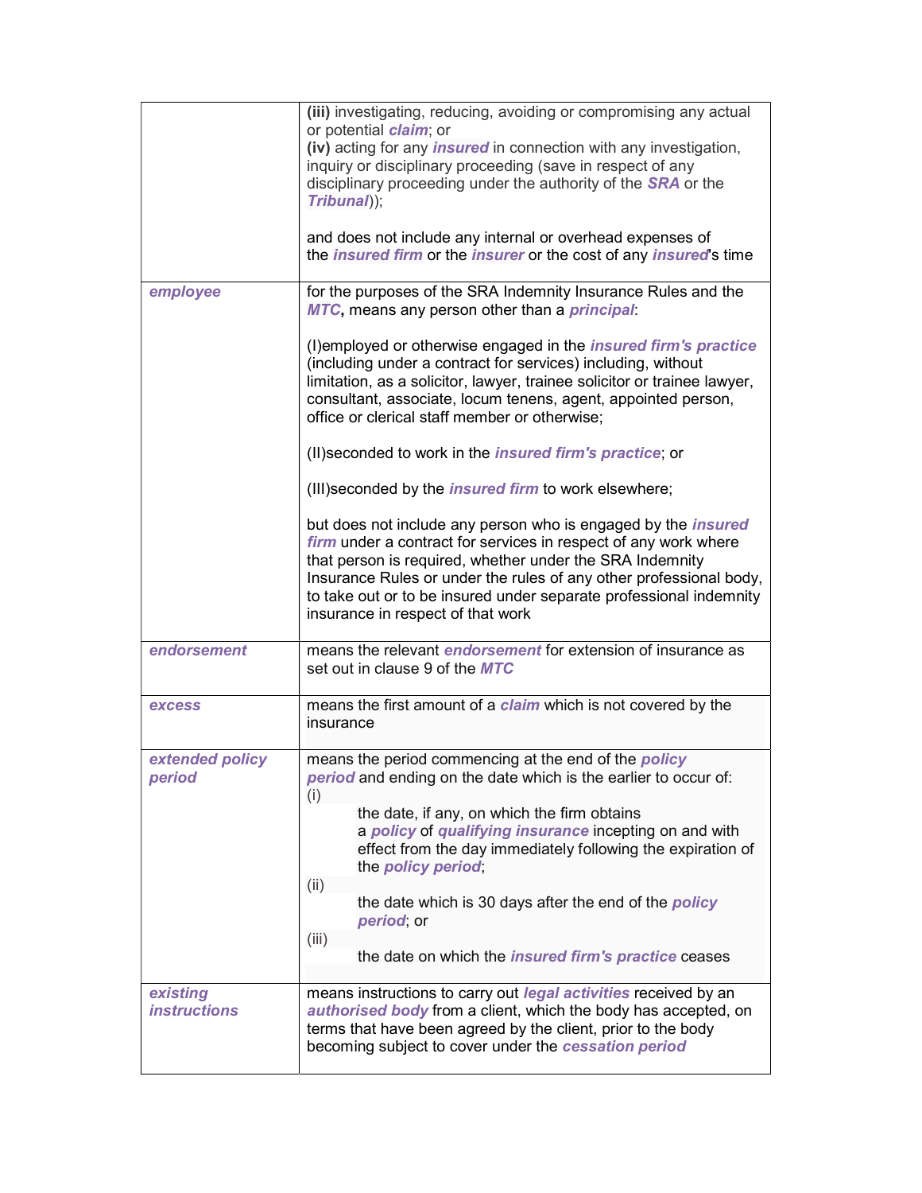| | |
|---|---|
| | **(iii)** investigating, reducing, avoiding or compromising any actual or potential ***claim***; or<br>**(iv)** acting for any ***insured*** in connection with any investigation, inquiry or disciplinary proceeding (save in respect of any disciplinary proceeding under the authority of the ***SRA*** or the ***Tribunal***));<br><br>and does not include any internal or overhead expenses of the ***insured firm*** or the ***insurer*** or the cost of any ***insured***'s time |
| ***employee*** | for the purposes of the SRA Indemnity Insurance Rules and the ***MTC***, means any person other than a ***principal***:<br><br>(I)employed or otherwise engaged in the ***insured firm's practice*** (including under a contract for services) including, without limitation, as a solicitor, lawyer, trainee solicitor or trainee lawyer, consultant, associate, locum tenens, agent, appointed person, office or clerical staff member or otherwise;<br><br>(II)seconded to work in the ***insured firm's practice***; or<br><br>(III)seconded by the ***insured firm*** to work elsewhere;<br><br>but does not include any person who is engaged by the ***insured firm*** under a contract for services in respect of any work where that person is required, whether under the SRA Indemnity Insurance Rules or under the rules of any other professional body, to take out or to be insured under separate professional indemnity insurance in respect of that work |
| ***endorsement*** | means the relevant ***endorsement*** for extension of insurance as set out in clause 9 of the ***MTC*** |
| ***excess*** | means the first amount of a ***claim*** which is not covered by the insurance |
| ***extended policy period*** | means the period commencing at the end of the ***policy period*** and ending on the date which is the earlier to occur of:<br>(i) the date, if any, on which the firm obtains a ***policy*** of ***qualifying insurance*** incepting on and with effect from the day immediately following the expiration of the ***policy period***;<br>(ii) the date which is 30 days after the end of the ***policy period***; or<br>(iii) the date on which the ***insured firm's practice*** ceases |
| ***existing instructions*** | means instructions to carry out ***legal activities*** received by an ***authorised body*** from a client, which the body has accepted, on terms that have been agreed by the client, prior to the body becoming subject to cover under the ***cessation period*** |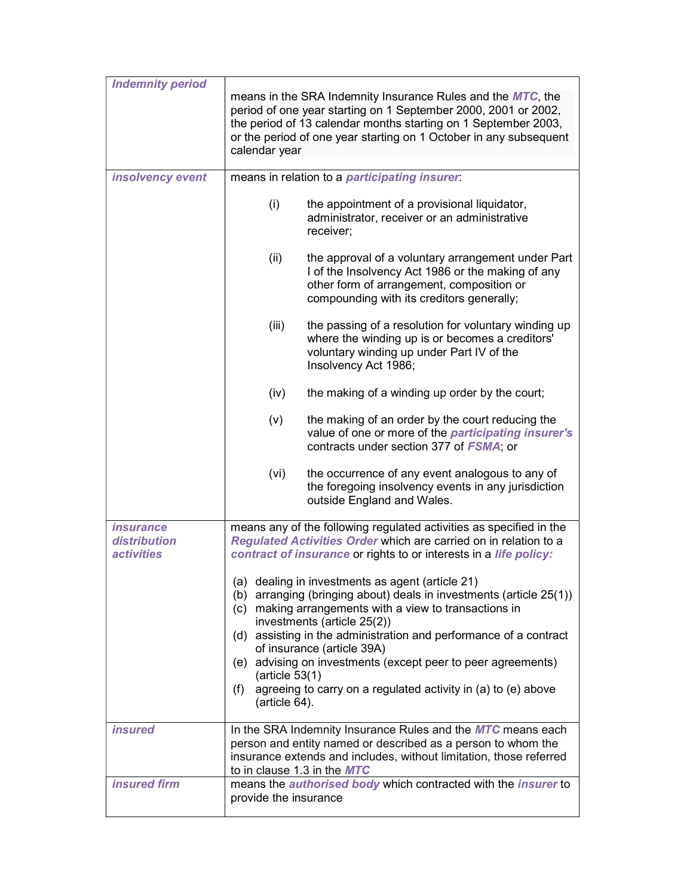| | |
|---|---|
| ***Indemnity period*** | means in the SRA Indemnity Insurance Rules and the ***MTC***, the period of one year starting on 1 September 2000, 2001 or 2002, the period of 13 calendar months starting on 1 September 2003, or the period of one year starting on 1 October in any subsequent calendar year |
| ***insolvency event*** | means in relation to a ***participating insurer***:<br><br>(i) the appointment of a provisional liquidator, administrator, receiver or an administrative receiver;<br><br>(ii) the approval of a voluntary arrangement under Part I of the Insolvency Act 1986 or the making of any other form of arrangement, composition or compounding with its creditors generally;<br><br>(iii) the passing of a resolution for voluntary winding up where the winding up is or becomes a creditors' voluntary winding up under Part IV of the Insolvency Act 1986;<br><br>(iv) the making of a winding up order by the court;<br><br>(v) the making of an order by the court reducing the value of one or more of the ***participating insurer's*** contracts under section 377 of ***FSMA***; or<br><br>(vi) the occurrence of any event analogous to any of the foregoing insolvency events in any jurisdiction outside England and Wales. |
| ***insurance distribution activities*** | means any of the following regulated activities as specified in the ***Regulated Activities Order*** which are carried on in relation to a ***contract of insurance*** or rights to or interests in a ***life policy:***<br><br>(a) dealing in investments as agent (article 21)<br>(b) arranging (bringing about) deals in investments (article 25(1))<br>(c) making arrangements with a view to transactions in investments (article 25(2))<br>(d) assisting in the administration and performance of a contract of insurance (article 39A)<br>(e) advising on investments (except peer to peer agreements) (article 53(1)<br>(f) agreeing to carry on a regulated activity in (a) to (e) above (article 64). |
| ***insured*** | In the SRA Indemnity Insurance Rules and the ***MTC*** means each person and entity named or described as a person to whom the insurance extends and includes, without limitation, those referred to in clause 1.3 in the ***MTC*** |
| ***insured firm*** | means the ***authorised body*** which contracted with the ***insurer*** to provide the insurance |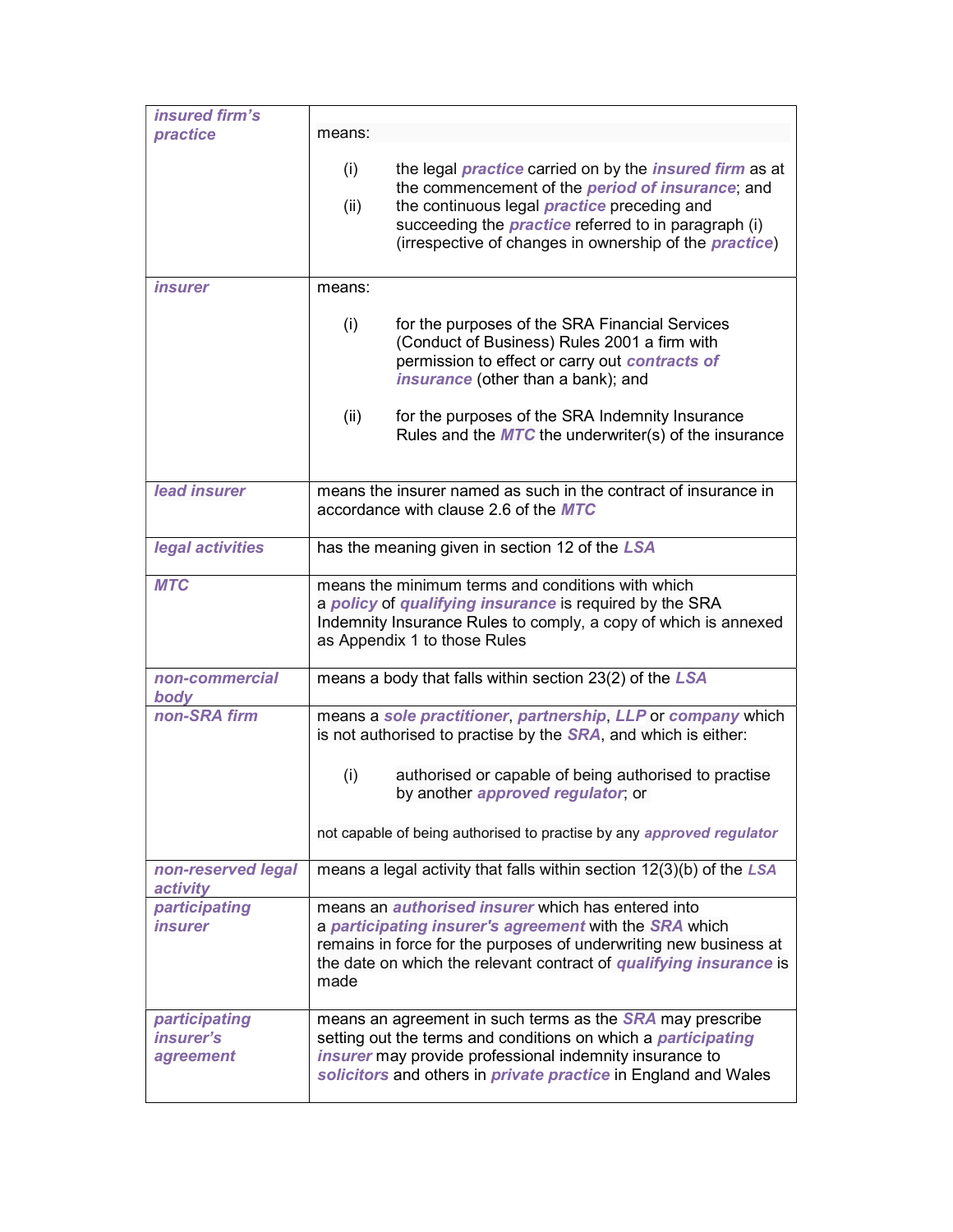| | |
|---|---|
| ***insured firm's practice*** | means:<br><br>(i) the legal ***practice*** carried on by the ***insured firm*** as at the commencement of the ***period of insurance***; and<br>(ii) the continuous legal ***practice*** preceding and succeeding the ***practice*** referred to in paragraph (i) (irrespective of changes in ownership of the ***practice***) |
| ***insurer*** | means:<br><br>(i) for the purposes of the SRA Financial Services (Conduct of Business) Rules 2001 a firm with permission to effect or carry out ***contracts of insurance*** (other than a bank); and<br><br>(ii) for the purposes of the SRA Indemnity Insurance Rules and the ***MTC*** the underwriter(s) of the insurance |
| ***lead insurer*** | means the insurer named as such in the contract of insurance in accordance with clause 2.6 of the ***MTC*** |
| ***legal activities*** | has the meaning given in section 12 of the ***LSA*** |
| ***MTC*** | means the minimum terms and conditions with which a ***policy*** of ***qualifying insurance*** is required by the SRA Indemnity Insurance Rules to comply, a copy of which is annexed as Appendix 1 to those Rules |
| ***non-commercial body*** | means a body that falls within section 23(2) of the ***LSA*** |
| ***non-SRA firm*** | means a ***sole practitioner***, ***partnership***, ***LLP*** or ***company*** which is not authorised to practise by the ***SRA***, and which is either:<br><br>(i) authorised or capable of being authorised to practise by another ***approved regulator***; or<br><br>not capable of being authorised to practise by any ***approved regulator*** |
| ***non-reserved legal activity*** | means a legal activity that falls within section 12(3)(b) of the ***LSA*** |
| ***participating insurer*** | means an ***authorised insurer*** which has entered into a ***participating insurer's agreement*** with the ***SRA*** which remains in force for the purposes of underwriting new business at the date on which the relevant contract of ***qualifying insurance*** is made |
| ***participating insurer's agreement*** | means an agreement in such terms as the ***SRA*** may prescribe setting out the terms and conditions on which a ***participating insurer*** may provide professional indemnity insurance to ***solicitors*** and others in ***private practice*** in England and Wales |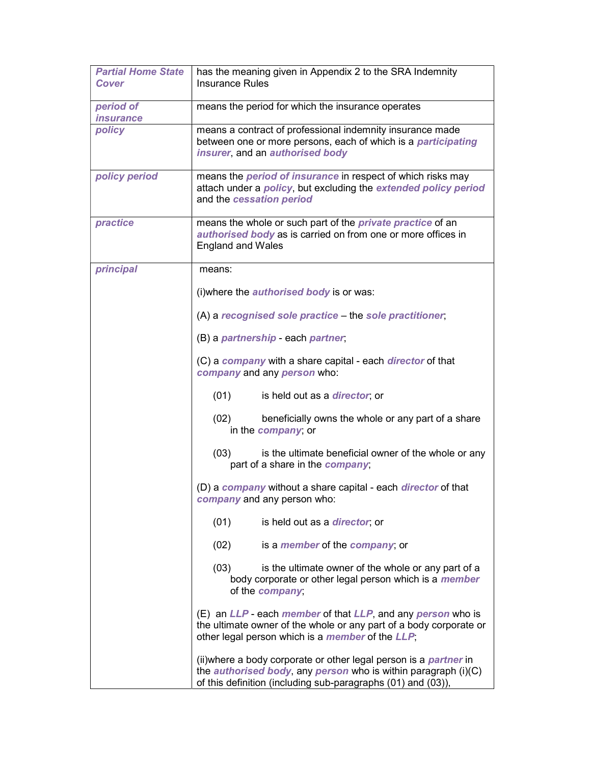| | |
|---|---|
| ***Partial Home State Cover*** | has the meaning given in Appendix 2 to the SRA Indemnity Insurance Rules |
| ***period of insurance*** | means the period for which the insurance operates |
| ***policy*** | means a contract of professional indemnity insurance made between one or more persons, each of which is a ***participating insurer***, and an ***authorised body*** |
| ***policy period*** | means the ***period of insurance*** in respect of which risks may attach under a ***policy***, but excluding the ***extended policy period*** and the ***cessation period*** |
| ***practice*** | means the whole or such part of the ***private practice*** of an ***authorised body*** as is carried on from one or more offices in England and Wales |
| ***principal*** | means:<br><br>(i)where the ***authorised body*** is or was:<br><br>(A) a ***recognised sole practice*** – the ***sole practitioner***;<br><br>(B) a ***partnership*** - each ***partner***;<br><br>(C) a ***company*** with a share capital - each ***director*** of that ***company*** and any ***person*** who:<br><br>(01) is held out as a ***director***; or<br><br>(02) beneficially owns the whole or any part of a share in the ***company***; or<br><br>(03) is the ultimate beneficial owner of the whole or any part of a share in the ***company***;<br><br>(D) a ***company*** without a share capital - each ***director*** of that ***company*** and any person who:<br><br>(01) is held out as a ***director***; or<br><br>(02) is a ***member*** of the ***company***; or<br><br>(03) is the ultimate owner of the whole or any part of a body corporate or other legal person which is a ***member*** of the ***company***;<br><br>(E) an ***LLP*** - each ***member*** of that ***LLP***, and any ***person*** who is the ultimate owner of the whole or any part of a body corporate or other legal person which is a ***member*** of the ***LLP***;<br><br>(ii)where a body corporate or other legal person is a ***partner*** in the ***authorised body***, any ***person*** who is within paragraph (i)(C) of this definition (including sub-paragraphs (01) and (03)), |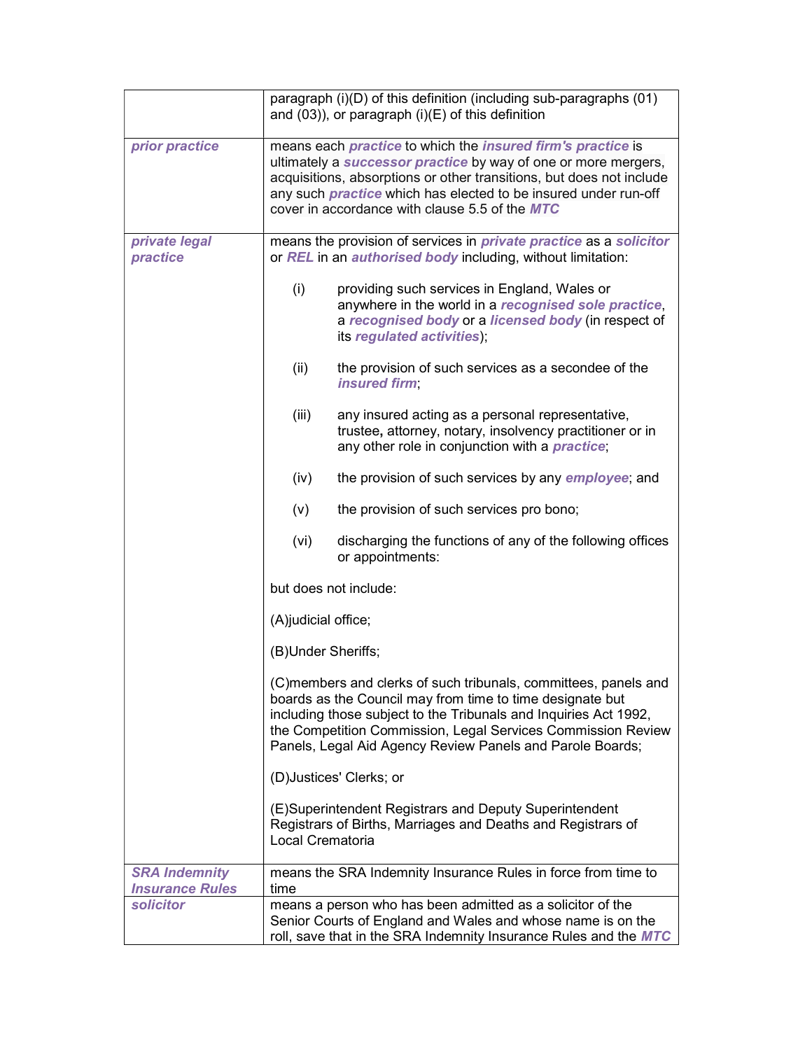| | |
|---|---|
| | paragraph (i)(D) of this definition (including sub-paragraphs (01) and (03)), or paragraph (i)(E) of this definition |
| ***prior practice*** | means each ***practice*** to which the ***insured firm's practice*** is ultimately a ***successor practice*** by way of one or more mergers, acquisitions, absorptions or other transitions, but does not include any such ***practice*** which has elected to be insured under run-off cover in accordance with clause 5.5 of the ***MTC*** |
| ***private legal practice*** | means the provision of services in ***private practice*** as a ***solicitor*** or ***REL*** in an ***authorised body*** including, without limitation:<br><br>(i) providing such services in England, Wales or anywhere in the world in a ***recognised sole practice***, a ***recognised body*** or a ***licensed body*** (in respect of its ***regulated activities***);<br><br>(ii) the provision of such services as a secondee of the ***insured firm***;<br><br>(iii) any insured acting as a personal representative, trustee**,** attorney, notary, insolvency practitioner or in any other role in conjunction with a ***practice***;<br><br>(iv) the provision of such services by any ***employee***; and<br><br>(v) the provision of such services pro bono;<br><br>(vi) discharging the functions of any of the following offices or appointments:<br><br>but does not include:<br><br>(A)judicial office;<br><br>(B)Under Sheriffs;<br><br>(C)members and clerks of such tribunals, committees, panels and boards as the Council may from time to time designate but including those subject to the Tribunals and Inquiries Act 1992, the Competition Commission, Legal Services Commission Review Panels, Legal Aid Agency Review Panels and Parole Boards;<br><br>(D)Justices' Clerks; or<br><br>(E)Superintendent Registrars and Deputy Superintendent Registrars of Births, Marriages and Deaths and Registrars of Local Crematoria |
| ***SRA Indemnity Insurance Rules*** | means the SRA Indemnity Insurance Rules in force from time to time |
| ***solicitor*** | means a person who has been admitted as a solicitor of the Senior Courts of England and Wales and whose name is on the roll, save that in the SRA Indemnity Insurance Rules and the ***MTC*** |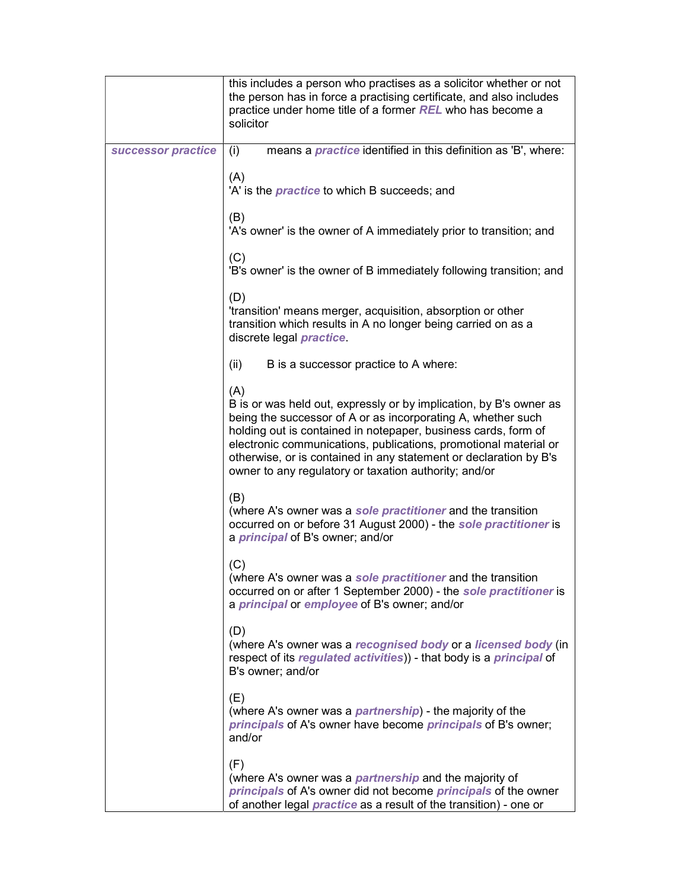| | |
|---|---|
| | this includes a person who practises as a solicitor whether or not the person has in force a practising certificate, and also includes practice under home title of a former ***REL*** who has become a solicitor |
| ***successor practice*** | (i) means a ***practice*** identified in this definition as 'B', where:<br><br>(A)<br>'A' is the ***practice*** to which B succeeds; and<br><br>(B)<br>'A's owner' is the owner of A immediately prior to transition; and<br><br>(C)<br>'B's owner' is the owner of B immediately following transition; and<br><br>(D)<br>'transition' means merger, acquisition, absorption or other transition which results in A no longer being carried on as a discrete legal ***practice***.<br><br>(ii) B is a successor practice to A where:<br><br>(A)<br>B is or was held out, expressly or by implication, by B's owner as being the successor of A or as incorporating A, whether such holding out is contained in notepaper, business cards, form of electronic communications, publications, promotional material or otherwise, or is contained in any statement or declaration by B's owner to any regulatory or taxation authority; and/or<br><br>(B)<br>(where A's owner was a ***sole practitioner*** and the transition occurred on or before 31 August 2000) - the ***sole practitioner*** is a ***principal*** of B's owner; and/or<br><br>(C)<br>(where A's owner was a ***sole practitioner*** and the transition occurred on or after 1 September 2000) - the ***sole practitioner*** is a ***principal*** or ***employee*** of B's owner; and/or<br><br>(D)<br>(where A's owner was a ***recognised body*** or a ***licensed body*** (in respect of its ***regulated activities***)) - that body is a ***principal*** of B's owner; and/or<br><br>(E)<br>(where A's owner was a ***partnership***) - the majority of the ***principals*** of A's owner have become ***principals*** of B's owner; and/or<br><br>(F)<br>(where A's owner was a ***partnership*** and the majority of ***principals*** of A's owner did not become ***principals*** of the owner of another legal ***practice*** as a result of the transition) - one or |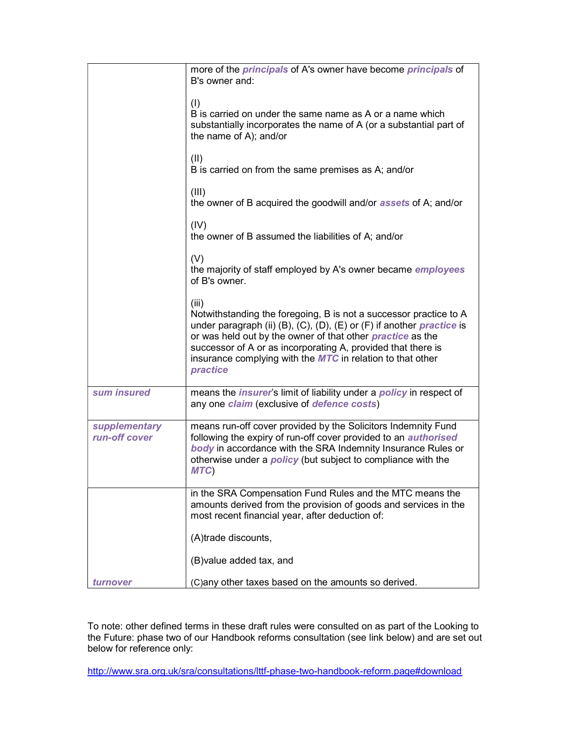| | |
|---|---|
| | more of the ***principals*** of A's owner have become ***principals*** of B's owner and:<br><br>(I)<br>B is carried on under the same name as A or a name which substantially incorporates the name of A (or a substantial part of the name of A); and/or<br><br>(II)<br>B is carried on from the same premises as A; and/or<br><br>(III)<br>the owner of B acquired the goodwill and/or ***assets*** of A; and/or<br><br>(IV)<br>the owner of B assumed the liabilities of A; and/or<br><br>(V)<br>the majority of staff employed by A's owner became ***employees*** of B's owner.<br><br>(iii)<br>Notwithstanding the foregoing, B is not a successor practice to A under paragraph (ii) (B), (C), (D), (E) or (F) if another ***practice*** is or was held out by the owner of that other ***practice*** as the successor of A or as incorporating A, provided that there is insurance complying with the ***MTC*** in relation to that other ***practice*** |
| ***sum insured*** | means the ***insurer***'s limit of liability under a ***policy*** in respect of any one ***claim*** (exclusive of ***defence costs***) |
| ***supplementary run-off cover*** | means run-off cover provided by the Solicitors Indemnity Fund following the expiry of run-off cover provided to an ***authorised body*** in accordance with the SRA Indemnity Insurance Rules or otherwise under a ***policy*** (but subject to compliance with the ***MTC***) |
| ***turnover*** | in the SRA Compensation Fund Rules and the MTC means the amounts derived from the provision of goods and services in the most recent financial year, after deduction of:<br><br>(A)trade discounts,<br><br>(B)value added tax, and<br><br>(C)any other taxes based on the amounts so derived. |

To note: other defined terms in these draft rules were consulted on as part of the Looking to the Future: phase two of our Handbook reforms consultation (see link below) and are set out below for reference only:

http://www.sra.org.uk/sra/consultations/lttf-phase-two-handbook-reform.page#download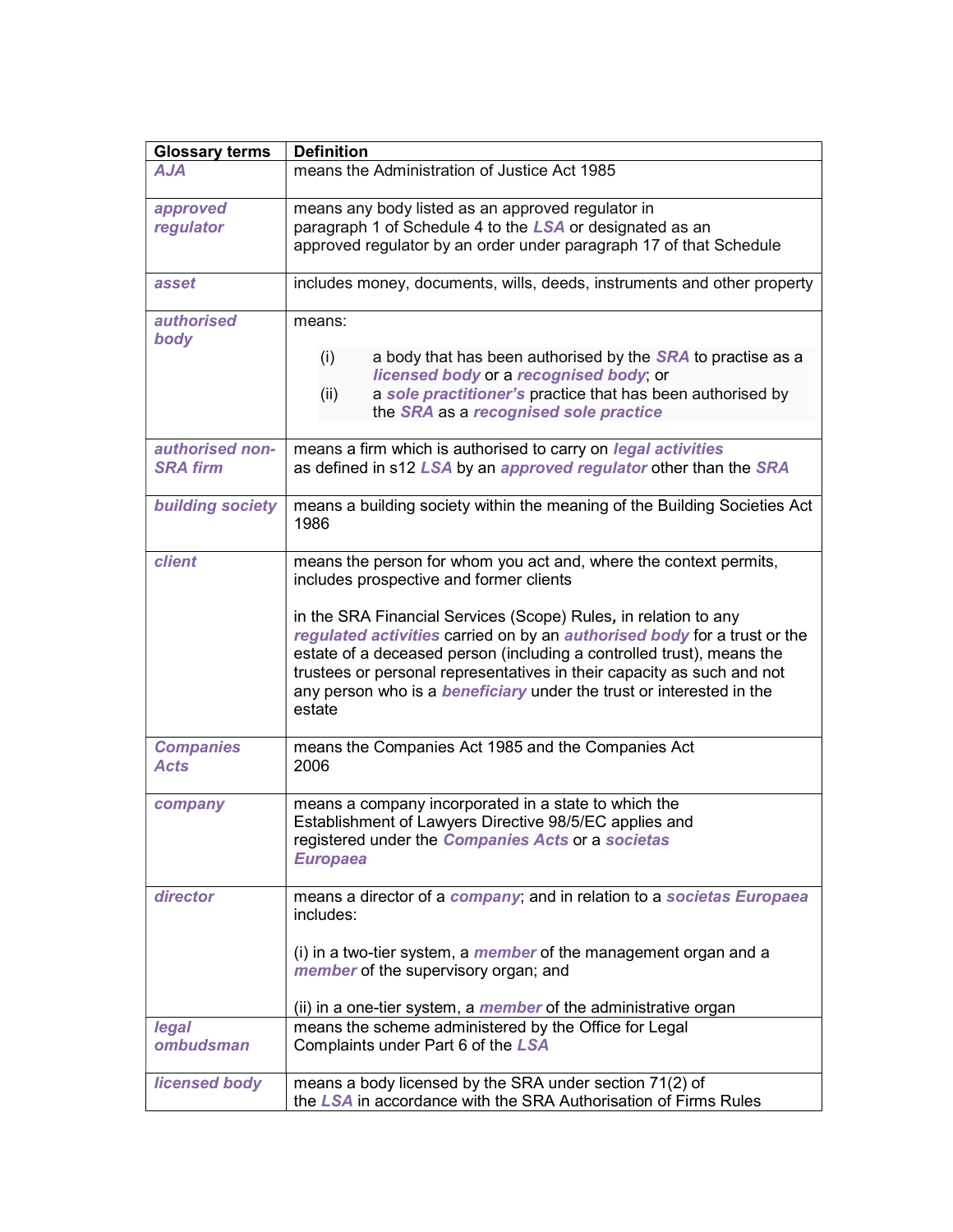| Glossary terms | Definition |
|---|---|
| ***AJA*** | means the Administration of Justice Act 1985 |
| ***approved regulator*** | means any body listed as an approved regulator in paragraph 1 of Schedule 4 to the ***LSA*** or designated as an approved regulator by an order under paragraph 17 of that Schedule |
| ***asset*** | includes money, documents, wills, deeds, instruments and other property |
| ***authorised body*** | means: (i) a body that has been authorised by the ***SRA*** to practise as a ***licensed body*** or a ***recognised body***; or (ii) a ***sole practitioner's*** practice that has been authorised by the ***SRA*** as a ***recognised sole practice*** |
| ***authorised non-SRA firm*** | means a firm which is authorised to carry on ***legal activities*** as defined in s12 ***LSA*** by an ***approved regulator*** other than the ***SRA*** |
| ***building society*** | means a building society within the meaning of the Building Societies Act 1986 |
| ***client*** | means the person for whom you act and, where the context permits, includes prospective and former clients<br><br>in the SRA Financial Services (Scope) Rules**,** in relation to any ***regulated activities*** carried on by an ***authorised body*** for a trust or the estate of a deceased person (including a controlled trust), means the trustees or personal representatives in their capacity as such and not any person who is a ***beneficiary*** under the trust or interested in the estate |
| ***Companies Acts*** | means the Companies Act 1985 and the Companies Act 2006 |
| ***company*** | means a company incorporated in a state to which the Establishment of Lawyers Directive 98/5/EC applies and registered under the ***Companies Acts*** or a ***societas Europaea*** |
| ***director*** | means a director of a ***company***; and in relation to a ***societas Europaea*** includes:<br><br>(i) in a two-tier system, a ***member*** of the management organ and a ***member*** of the supervisory organ; and<br><br>(ii) in a one-tier system, a ***member*** of the administrative organ |
| ***legal ombudsman*** | means the scheme administered by the Office for Legal Complaints under Part 6 of the ***LSA*** |
| ***licensed body*** | means a body licensed by the SRA under section 71(2) of the ***LSA*** in accordance with the SRA Authorisation of Firms Rules |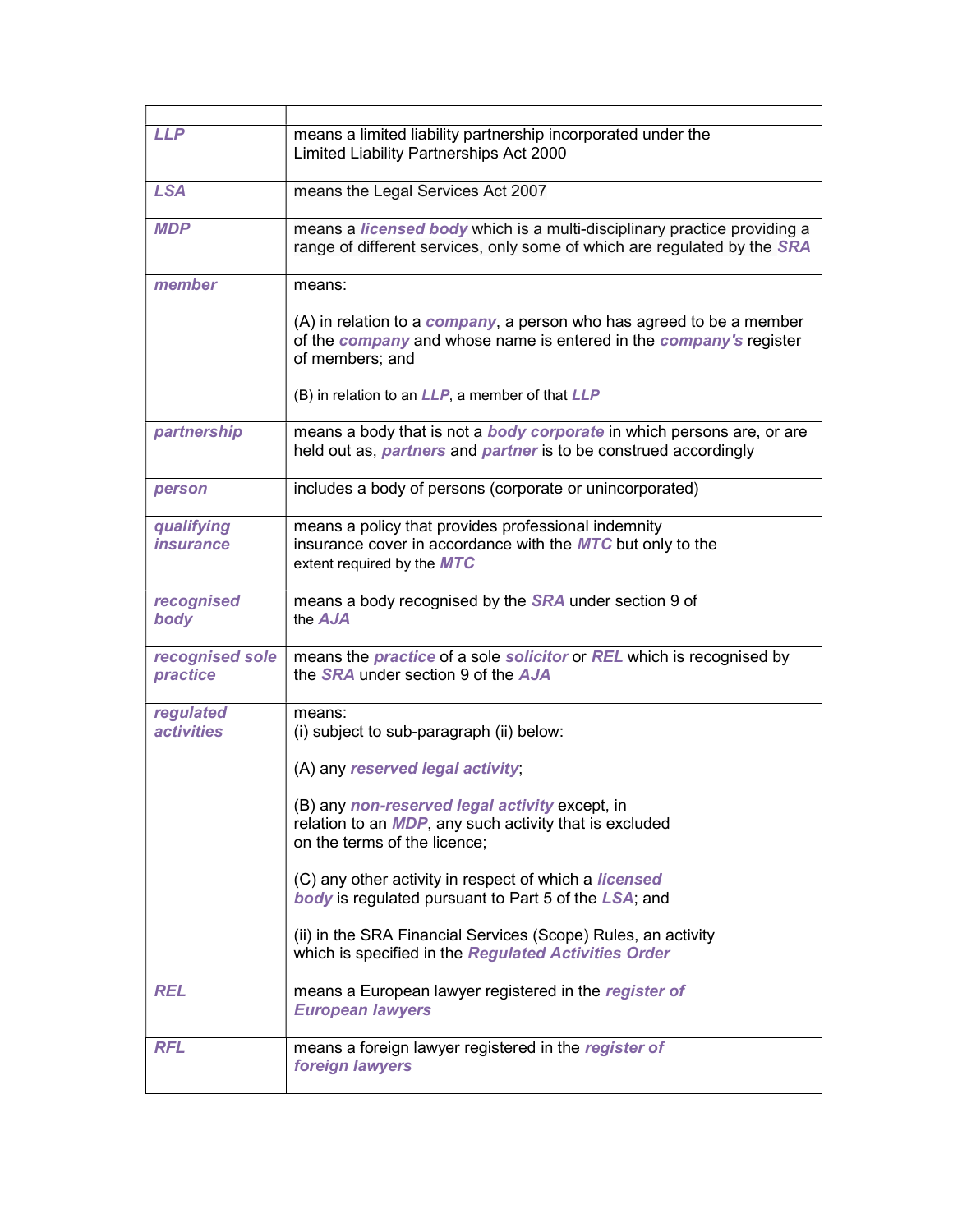| | |
|---|---|
| ***LLP*** | means a limited liability partnership incorporated under the Limited Liability Partnerships Act 2000 |
| ***LSA*** | means the Legal Services Act 2007 |
| ***MDP*** | means a ***licensed body*** which is a multi-disciplinary practice providing a range of different services, only some of which are regulated by the ***SRA*** |
| ***member*** | means:<br><br>(A) in relation to a ***company***, a person who has agreed to be a member of the ***company*** and whose name is entered in the ***company's*** register of members; and<br><br>(B) in relation to an ***LLP***, a member of that ***LLP*** |
| ***partnership*** | means a body that is not a ***body corporate*** in which persons are, or are held out as, ***partners*** and ***partner*** is to be construed accordingly |
| ***person*** | includes a body of persons (corporate or unincorporated) |
| ***qualifying insurance*** | means a policy that provides professional indemnity insurance cover in accordance with the ***MTC*** but only to the extent required by the ***MTC*** |
| ***recognised body*** | means a body recognised by the ***SRA*** under section 9 of the ***AJA*** |
| ***recognised sole practice*** | means the ***practice*** of a sole ***solicitor*** or ***REL*** which is recognised by the ***SRA*** under section 9 of the ***AJA*** |
| ***regulated activities*** | means:<br>(i) subject to sub-paragraph (ii) below:<br><br>(A) any ***reserved legal activity***;<br><br>(B) any ***non-reserved legal activity*** except, in relation to an ***MDP***, any such activity that is excluded on the terms of the licence;<br><br>(C) any other activity in respect of which a ***licensed body*** is regulated pursuant to Part 5 of the ***LSA***; and<br><br>(ii) in the SRA Financial Services (Scope) Rules, an activity which is specified in the ***Regulated Activities Order*** |
| ***REL*** | means a European lawyer registered in the ***register of European lawyers*** |
| ***RFL*** | means a foreign lawyer registered in the ***register of foreign lawyers*** |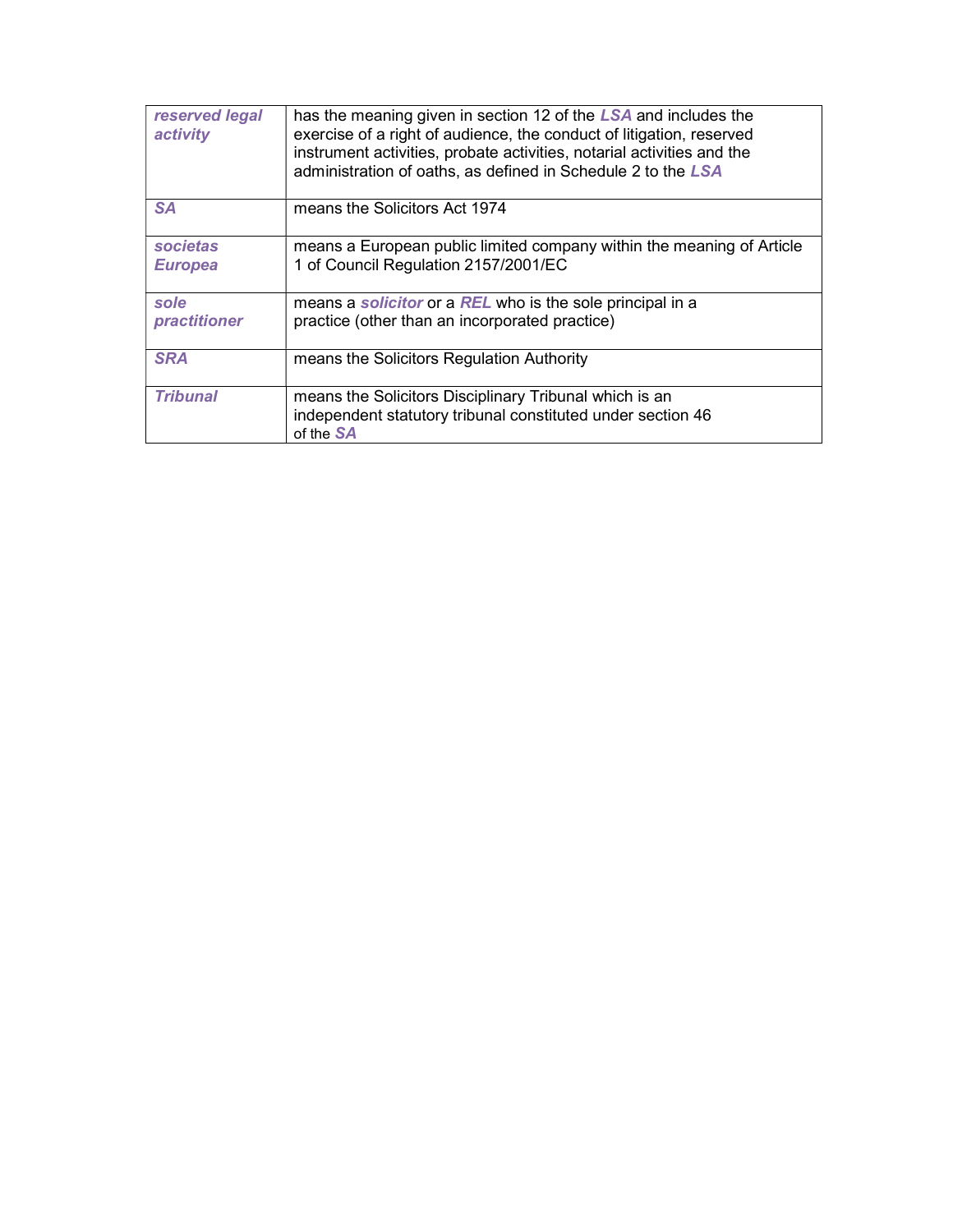| | |
|---|---|
| ***reserved legal activity*** | has the meaning given in section 12 of the ***LSA*** and includes the exercise of a right of audience, the conduct of litigation, reserved instrument activities, probate activities, notarial activities and the administration of oaths, as defined in Schedule 2 to the ***LSA*** |
| ***SA*** | means the Solicitors Act 1974 |
| ***societas Europea*** | means a European public limited company within the meaning of Article 1 of Council Regulation 2157/2001/EC |
| ***sole practitioner*** | means a ***solicitor*** or a ***REL*** who is the sole principal in a practice (other than an incorporated practice) |
| ***SRA*** | means the Solicitors Regulation Authority |
| ***Tribunal*** | means the Solicitors Disciplinary Tribunal which is an independent statutory tribunal constituted under section 46 of the ***SA*** |